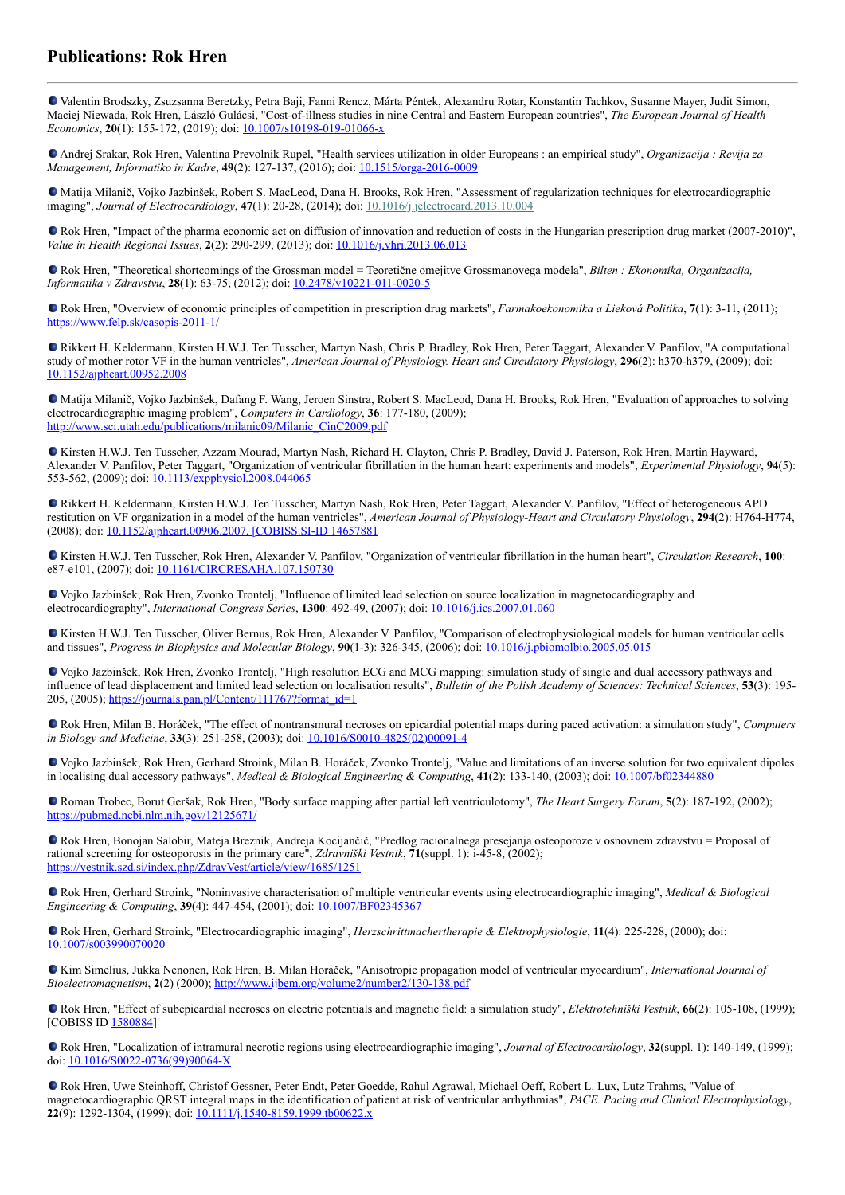# Publications: Rok Hren

---

- Valentin Brodszky, Zsuzsanna Beretzky, Petra Baji, Fanni Rencz, Márta Péntek, Alexandru Rotar, Konstantin Tachkov, Susanne Mayer, Judit Simon, Maciej Niewada, Rok Hren, László Gulácsi, "Cost-of-illness studies in nine Central and Eastern European countries", *The European Journal of Health Economics*, **20**(1): 155-172, (2019); doi: 10.1007/s10198-019-01066-x

- Andrej Srakar, Rok Hren, Valentina Prevolnik Rupel, "Health services utilization in older Europeans : an empirical study", *Organizacija : Revija za Management, Informatiko in Kadre*, **49**(2): 127-137, (2016); doi: 10.1515/orga-2016-0009

- Matija Milanič, Vojko Jazbinšek, Robert S. MacLeod, Dana H. Brooks, Rok Hren, "Assessment of regularization techniques for electrocardiographic imaging", *Journal of Electrocardiology*, **47**(1): 20-28, (2014); doi: 10.1016/j.jelectrocard.2013.10.004

- Rok Hren, "Impact of the pharma economic act on diffusion of innovation and reduction of costs in the Hungarian prescription drug market (2007-2010)", *Value in Health Regional Issues*, **2**(2): 290-299, (2013); doi: 10.1016/j.vhri.2013.06.013

- Rok Hren, "Theoretical shortcomings of the Grossman model = Teoretične omejitve Grossmanovega modela", *Bilten : Ekonomika, Organizacija, Informatika v Zdravstvu*, **28**(1): 63-75, (2012); doi: 10.2478/v10221-011-0020-5

- Rok Hren, "Overview of economic principles of competition in prescription drug markets", *Farmakoekonomika a Lieková Politika*, **7**(1): 3-11, (2011); https://www.felp.sk/casopis-2011-1/

- Rikkert H. Keldermann, Kirsten H.W.J. Ten Tusscher, Martyn Nash, Chris P. Bradley, Rok Hren, Peter Taggart, Alexander V. Panfilov, "A computational study of mother rotor VF in the human ventricles", *American Journal of Physiology. Heart and Circulatory Physiology*, **296**(2): h370-h379, (2009); doi: 10.1152/ajpheart.00952.2008

- Matija Milanič, Vojko Jazbinšek, Dafang F. Wang, Jeroen Sinstra, Robert S. MacLeod, Dana H. Brooks, Rok Hren, "Evaluation of approaches to solving electrocardiographic imaging problem", *Computers in Cardiology*, **36**: 177-180, (2009); http://www.sci.utah.edu/publications/milanic09/Milanic_CinC2009.pdf

- Kirsten H.W.J. Ten Tusscher, Azzam Mourad, Martyn Nash, Richard H. Clayton, Chris P. Bradley, David J. Paterson, Rok Hren, Martin Hayward, Alexander V. Panfilov, Peter Taggart, "Organization of ventricular fibrillation in the human heart: experiments and models", *Experimental Physiology*, **94**(5): 553-562, (2009); doi: 10.1113/expphysiol.2008.044065

- Rikkert H. Keldermann, Kirsten H.W.J. Ten Tusscher, Martyn Nash, Rok Hren, Peter Taggart, Alexander V. Panfilov, "Effect of heterogeneous APD restitution on VF organization in a model of the human ventricles", *American Journal of Physiology-Heart and Circulatory Physiology*, **294**(2): H764-H774, (2008); doi: 10.1152/ajpheart.00906.2007. [COBISS.SI-ID 14657881

- Kirsten H.W.J. Ten Tusscher, Rok Hren, Alexander V. Panfilov, "Organization of ventricular fibrillation in the human heart", *Circulation Research*, **100**: e87-e101, (2007); doi: 10.1161/CIRCRESAHA.107.150730

- Vojko Jazbinšek, Rok Hren, Zvonko Trontelj, "Influence of limited lead selection on source localization in magnetocardiography and electrocardiography", *International Congress Series*, **1300**: 492-49, (2007); doi: 10.1016/j.ics.2007.01.060

- Kirsten H.W.J. Ten Tusscher, Oliver Bernus, Rok Hren, Alexander V. Panfilov, "Comparison of electrophysiological models for human ventricular cells and tissues", *Progress in Biophysics and Molecular Biology*, **90**(1-3): 326-345, (2006); doi: 10.1016/j.pbiomolbio.2005.05.015

- Vojko Jazbinšek, Rok Hren, Zvonko Trontelj, "High resolution ECG and MCG mapping: simulation study of single and dual accessory pathways and influence of lead displacement and limited lead selection on localisation results", *Bulletin of the Polish Academy of Sciences: Technical Sciences*, **53**(3): 195-205, (2005); https://journals.pan.pl/Content/111767?format_id=1

- Rok Hren, Milan B. Horáček, "The effect of nontransmural necroses on epicardial potential maps during paced activation: a simulation study", *Computers in Biology and Medicine*, **33**(3): 251-258, (2003); doi: 10.1016/S0010-4825(02)00091-4

- Vojko Jazbinšek, Rok Hren, Gerhard Stroink, Milan B. Horáček, Zvonko Trontelj, "Value and limitations of an inverse solution for two equivalent dipoles in localising dual accessory pathways", *Medical & Biological Engineering & Computing*, **41**(2): 133-140, (2003); doi: 10.1007/bf02344880

- Roman Trobec, Borut Geršak, Rok Hren, "Body surface mapping after partial left ventriculotomy", *The Heart Surgery Forum*, **5**(2): 187-192, (2002); https://pubmed.ncbi.nlm.nih.gov/12125671/

- Rok Hren, Bonojan Salobir, Mateja Breznik, Andreja Kocijančič, "Predlog racionalnega presejanja osteoporoze v osnovnem zdravstvu = Proposal of rational screening for osteoporosis in the primary care", *Zdravniški Vestnik*, **71**(suppl. 1): i-45-8, (2002); https://vestnik.szd.si/index.php/ZdravVest/article/view/1685/1251

- Rok Hren, Gerhard Stroink, "Noninvasive characterisation of multiple ventricular events using electrocardiographic imaging", *Medical & Biological Engineering & Computing*, **39**(4): 447-454, (2001); doi: 10.1007/BF02345367

- Rok Hren, Gerhard Stroink, "Electrocardiographic imaging", *Herzschrittmachertherapie & Elektrophysiologie*, **11**(4): 225-228, (2000); doi: 10.1007/s003990070020

- Kim Simelius, Jukka Nenonen, Rok Hren, B. Milan Horáček, "Anisotropic propagation model of ventricular myocardium", *International Journal of Bioelectromagnetism*, **2**(2) (2000); http://www.ijbem.org/volume2/number2/130-138.pdf

- Rok Hren, "Effect of subepicardial necroses on electric potentials and magnetic field: a simulation study", *Elektrotehniški Vestnik*, **66**(2): 105-108, (1999); [COBISS ID 1580884]

- Rok Hren, "Localization of intramural necrotic regions using electrocardiographic imaging", *Journal of Electrocardiology*, **32**(suppl. 1): 140-149, (1999); doi: 10.1016/S0022-0736(99)90064-X

- Rok Hren, Uwe Steinhoff, Christof Gessner, Peter Endt, Peter Goedde, Rahul Agrawal, Michael Oeff, Robert L. Lux, Lutz Trahms, "Value of magnetocardiographic QRST integral maps in the identification of patient at risk of ventricular arrhythmias", *PACE. Pacing and Clinical Electrophysiology*, **22**(9): 1292-1304, (1999); doi: 10.1111/j.1540-8159.1999.tb00622.x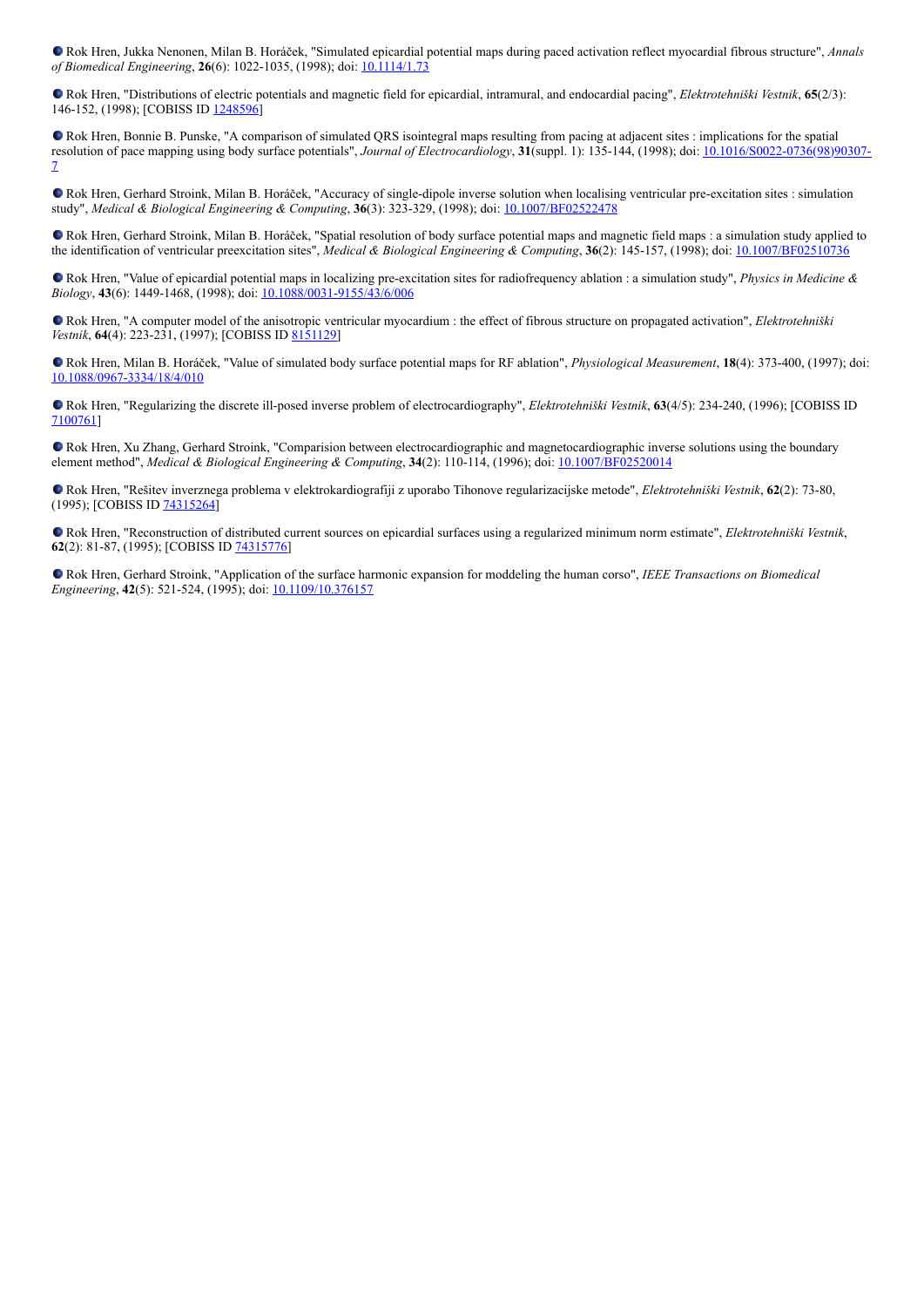- Rok Hren, Jukka Nenonen, Milan B. Horáček, "Simulated epicardial potential maps during paced activation reflect myocardial fibrous structure", *Annals of Biomedical Engineering*, **26**(6): 1022-1035, (1998); doi: 10.1114/1.73

- Rok Hren, "Distributions of electric potentials and magnetic field for epicardial, intramural, and endocardial pacing", *Elektrotehniški Vestnik*, **65**(2/3): 146-152, (1998); [COBISS ID 1248596]

- Rok Hren, Bonnie B. Punske, "A comparison of simulated QRS isointegral maps resulting from pacing at adjacent sites : implications for the spatial resolution of pace mapping using body surface potentials", *Journal of Electrocardiology*, **31**(suppl. 1): 135-144, (1998); doi: 10.1016/S0022-0736(98)90307-7

- Rok Hren, Gerhard Stroink, Milan B. Horáček, "Accuracy of single-dipole inverse solution when localising ventricular pre-excitation sites : simulation study", *Medical & Biological Engineering & Computing*, **36**(3): 323-329, (1998); doi: 10.1007/BF02522478

- Rok Hren, Gerhard Stroink, Milan B. Horáček, "Spatial resolution of body surface potential maps and magnetic field maps : a simulation study applied to the identification of ventricular preexcitation sites", *Medical & Biological Engineering & Computing*, **36**(2): 145-157, (1998); doi: 10.1007/BF02510736

- Rok Hren, "Value of epicardial potential maps in localizing pre-excitation sites for radiofrequency ablation : a simulation study", *Physics in Medicine & Biology*, **43**(6): 1449-1468, (1998); doi: 10.1088/0031-9155/43/6/006

- Rok Hren, "A computer model of the anisotropic ventricular myocardium : the effect of fibrous structure on propagated activation", *Elektrotehniški Vestnik*, **64**(4): 223-231, (1997); [COBISS ID 8151129]

- Rok Hren, Milan B. Horáček, "Value of simulated body surface potential maps for RF ablation", *Physiological Measurement*, **18**(4): 373-400, (1997); doi: 10.1088/0967-3334/18/4/010

- Rok Hren, "Regularizing the discrete ill-posed inverse problem of electrocardiography", *Elektrotehniški Vestnik*, **63**(4/5): 234-240, (1996); [COBISS ID 7100761]

- Rok Hren, Xu Zhang, Gerhard Stroink, "Comparision between electrocardiographic and magnetocardiographic inverse solutions using the boundary element method", *Medical & Biological Engineering & Computing*, **34**(2): 110-114, (1996); doi: 10.1007/BF02520014

- Rok Hren, "Rešitev inverznega problema v elektrokardiografiji z uporabo Tihonove regularizacijske metode", *Elektrotehniški Vestnik*, **62**(2): 73-80, (1995); [COBISS ID 74315264]

- Rok Hren, "Reconstruction of distributed current sources on epicardial surfaces using a regularized minimum norm estimate", *Elektrotehniški Vestnik*, **62**(2): 81-87, (1995); [COBISS ID 74315776]

- Rok Hren, Gerhard Stroink, "Application of the surface harmonic expansion for moddeling the human corso", *IEEE Transactions on Biomedical Engineering*, **42**(5): 521-524, (1995); doi: 10.1109/10.376157